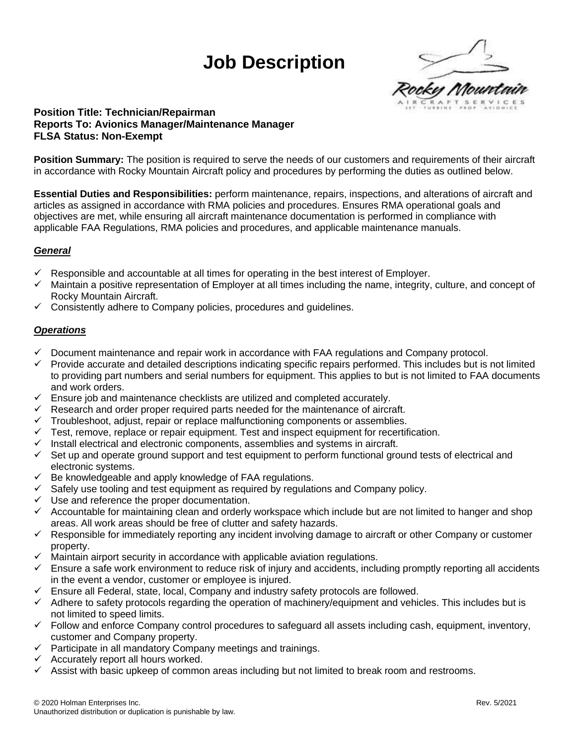# Job Description

**Position Title: Technician/Repairman**
**Reports To: Avionics Manager/Maintenance Manager**
**FLSA Status: Non-Exempt**

**Position Summary:** The position is required to serve the needs of our customers and requirements of their aircraft in accordance with Rocky Mountain Aircraft policy and procedures by performing the duties as outlined below.

**Essential Duties and Responsibilities:** perform maintenance, repairs, inspections, and alterations of aircraft and articles as assigned in accordance with RMA policies and procedures. Ensures RMA operational goals and objectives are met, while ensuring all aircraft maintenance documentation is performed in compliance with applicable FAA Regulations, RMA policies and procedures, and applicable maintenance manuals.

### ***General***

- ✓ Responsible and accountable at all times for operating in the best interest of Employer.
- ✓ Maintain a positive representation of Employer at all times including the name, integrity, culture, and concept of Rocky Mountain Aircraft.
- ✓ Consistently adhere to Company policies, procedures and guidelines.

### ***Operations***

- ✓ Document maintenance and repair work in accordance with FAA regulations and Company protocol.
- ✓ Provide accurate and detailed descriptions indicating specific repairs performed. This includes but is not limited to providing part numbers and serial numbers for equipment. This applies to but is not limited to FAA documents and work orders.
- ✓ Ensure job and maintenance checklists are utilized and completed accurately.
- ✓ Research and order proper required parts needed for the maintenance of aircraft.
- ✓ Troubleshoot, adjust, repair or replace malfunctioning components or assemblies.
- ✓ Test, remove, replace or repair equipment. Test and inspect equipment for recertification.
- ✓ Install electrical and electronic components, assemblies and systems in aircraft.
- ✓ Set up and operate ground support and test equipment to perform functional ground tests of electrical and electronic systems.
- ✓ Be knowledgeable and apply knowledge of FAA regulations.
- ✓ Safely use tooling and test equipment as required by regulations and Company policy.
- ✓ Use and reference the proper documentation.
- ✓ Accountable for maintaining clean and orderly workspace which include but are not limited to hanger and shop areas. All work areas should be free of clutter and safety hazards.
- ✓ Responsible for immediately reporting any incident involving damage to aircraft or other Company or customer property.
- ✓ Maintain airport security in accordance with applicable aviation regulations.
- ✓ Ensure a safe work environment to reduce risk of injury and accidents, including promptly reporting all accidents in the event a vendor, customer or employee is injured.
- ✓ Ensure all Federal, state, local, Company and industry safety protocols are followed.
- ✓ Adhere to safety protocols regarding the operation of machinery/equipment and vehicles. This includes but is not limited to speed limits.
- ✓ Follow and enforce Company control procedures to safeguard all assets including cash, equipment, inventory, customer and Company property.
- ✓ Participate in all mandatory Company meetings and trainings.
- ✓ Accurately report all hours worked.
- ✓ Assist with basic upkeep of common areas including but not limited to break room and restrooms.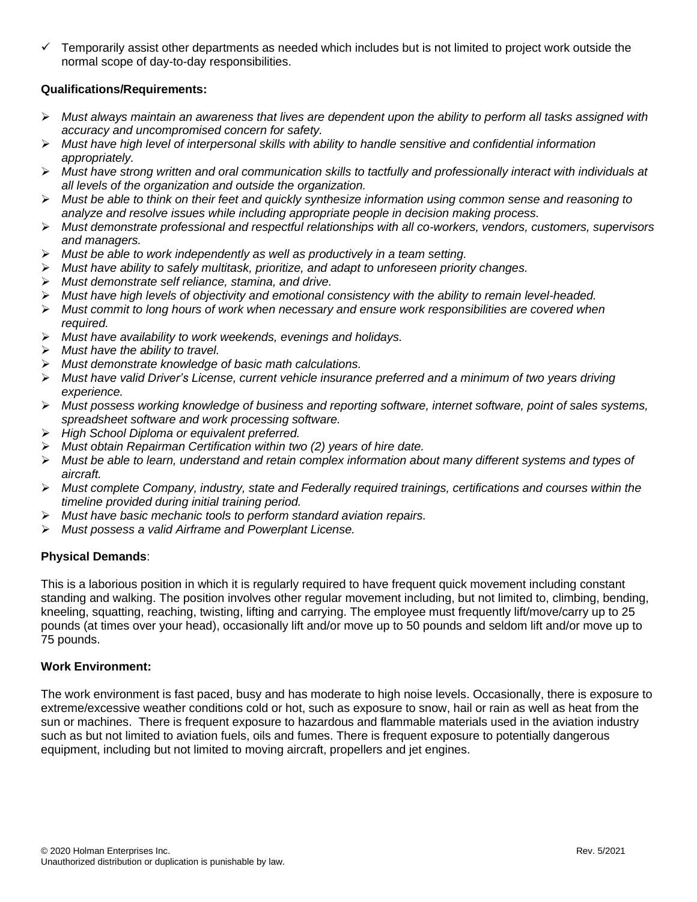- ✓ Temporarily assist other departments as needed which includes but is not limited to project work outside the normal scope of day-to-day responsibilities.

**Qualifications/Requirements:**

- *Must always maintain an awareness that lives are dependent upon the ability to perform all tasks assigned with accuracy and uncompromised concern for safety.*
- *Must have high level of interpersonal skills with ability to handle sensitive and confidential information appropriately.*
- *Must have strong written and oral communication skills to tactfully and professionally interact with individuals at all levels of the organization and outside the organization.*
- *Must be able to think on their feet and quickly synthesize information using common sense and reasoning to analyze and resolve issues while including appropriate people in decision making process.*
- *Must demonstrate professional and respectful relationships with all co-workers, vendors, customers, supervisors and managers.*
- *Must be able to work independently as well as productively in a team setting.*
- *Must have ability to safely multitask, prioritize, and adapt to unforeseen priority changes.*
- *Must demonstrate self reliance, stamina, and drive.*
- *Must have high levels of objectivity and emotional consistency with the ability to remain level-headed.*
- *Must commit to long hours of work when necessary and ensure work responsibilities are covered when required.*
- *Must have availability to work weekends, evenings and holidays.*
- *Must have the ability to travel.*
- *Must demonstrate knowledge of basic math calculations.*
- *Must have valid Driver's License, current vehicle insurance preferred and a minimum of two years driving experience.*
- *Must possess working knowledge of business and reporting software, internet software, point of sales systems, spreadsheet software and work processing software.*
- *High School Diploma or equivalent preferred.*
- *Must obtain Repairman Certification within two (2) years of hire date.*
- *Must be able to learn, understand and retain complex information about many different systems and types of aircraft.*
- *Must complete Company, industry, state and Federally required trainings, certifications and courses within the timeline provided during initial training period.*
- *Must have basic mechanic tools to perform standard aviation repairs.*
- *Must possess a valid Airframe and Powerplant License.*

**Physical Demands**:

This is a laborious position in which it is regularly required to have frequent quick movement including constant standing and walking. The position involves other regular movement including, but not limited to, climbing, bending, kneeling, squatting, reaching, twisting, lifting and carrying. The employee must frequently lift/move/carry up to 25 pounds (at times over your head), occasionally lift and/or move up to 50 pounds and seldom lift and/or move up to 75 pounds.

**Work Environment:**

The work environment is fast paced, busy and has moderate to high noise levels. Occasionally, there is exposure to extreme/excessive weather conditions cold or hot, such as exposure to snow, hail or rain as well as heat from the sun or machines. There is frequent exposure to hazardous and flammable materials used in the aviation industry such as but not limited to aviation fuels, oils and fumes. There is frequent exposure to potentially dangerous equipment, including but not limited to moving aircraft, propellers and jet engines.

© 2020 Holman Enterprises Inc. Rev. 5/2021
Unauthorized distribution or duplication is punishable by law.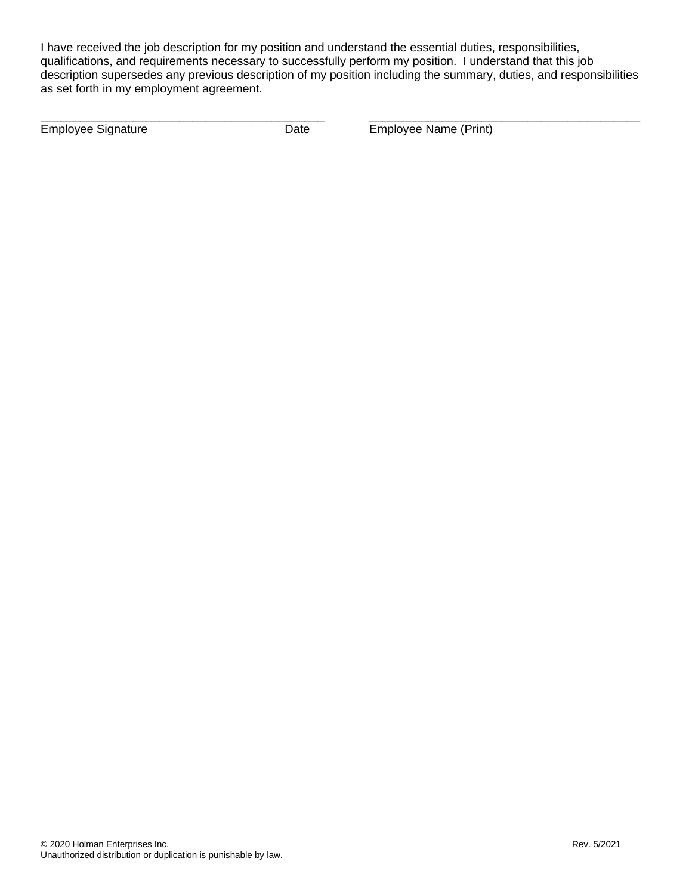I have received the job description for my position and understand the essential duties, responsibilities, qualifications, and requirements necessary to successfully perform my position. I understand that this job description supersedes any previous description of my position including the summary, duties, and responsibilities as set forth in my employment agreement.

_____________________________________________ _____________________________________________

Employee Signature Date Employee Name (Print)

© 2020 Holman Enterprises Inc. Rev. 5/2021

Unauthorized distribution or duplication is punishable by law.